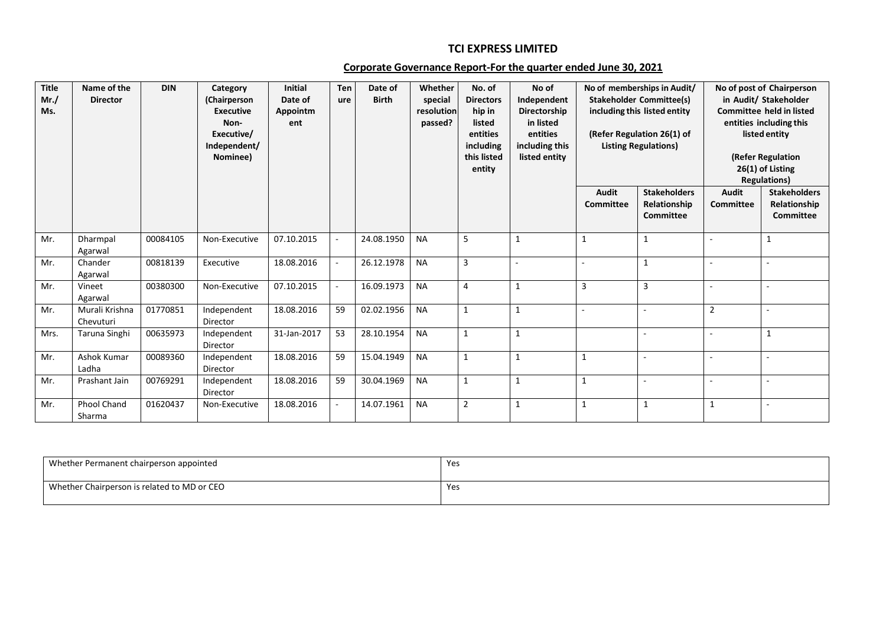# TCI EXPRESS LIMITED

## Corporate Governance Report-For the quarter ended June 30, 2021

| Title Mr./ Ms. | Name of the Director | DIN | Category (Chairperson Executive Non-Executive/ Independent/ Nominee) | Initial Date of Appointment | Tenure | Date of Birth | Whether special resolution passed? | No. of Directorship in listed entities including this listed entity | No of Independent Directorship in listed entities including this listed entity | No of memberships in Audit/ Stakeholder Committee(s) including this listed entity (Refer Regulation 26(1) of Listing Regulations) | | No of post of Chairperson in Audit/ Stakeholder Committee held in listed entities including this listed entity (Refer Regulation 26(1) of Listing Regulations) | |
|---|---|---|---|---|---|---|---|---|---|---|---|---|---|
| | | | | | | | | | | Audit Committee | Stakeholders Relationship Committee | Audit Committee | Stakeholders Relationship Committee |
| Mr. | Dharmpal Agarwal | 00084105 | Non-Executive | 07.10.2015 | - | 24.08.1950 | NA | 5 | 1 | 1 | 1 | - | 1 |
| Mr. | Chander Agarwal | 00818139 | Executive | 18.08.2016 | - | 26.12.1978 | NA | 3 | - | - | 1 | - | - |
| Mr. | Vineet Agarwal | 00380300 | Non-Executive | 07.10.2015 | - | 16.09.1973 | NA | 4 | 1 | 3 | 3 | - | - |
| Mr. | Murali Krishna Chevuturi | 01770851 | Independent Director | 18.08.2016 | 59 | 02.02.1956 | NA | 1 | 1 | - | - | 2 | - |
| Mrs. | Taruna Singhi | 00635973 | Independent Director | 31-Jan-2017 | 53 | 28.10.1954 | NA | 1 | 1 | | - | - | 1 |
| Mr. | Ashok Kumar Ladha | 00089360 | Independent Director | 18.08.2016 | 59 | 15.04.1949 | NA | 1 | 1 | 1 | - | - | - |
| Mr. | Prashant Jain | 00769291 | Independent Director | 18.08.2016 | 59 | 30.04.1969 | NA | 1 | 1 | 1 | - | - | - |
| Mr. | Phool Chand Sharma | 01620437 | Non-Executive | 18.08.2016 | - | 14.07.1961 | NA | 2 | 1 | 1 | 1 | 1 | - |

| Whether Permanent chairperson appointed | Yes |
|---|---|
| Whether Chairperson is related to MD or CEO | Yes |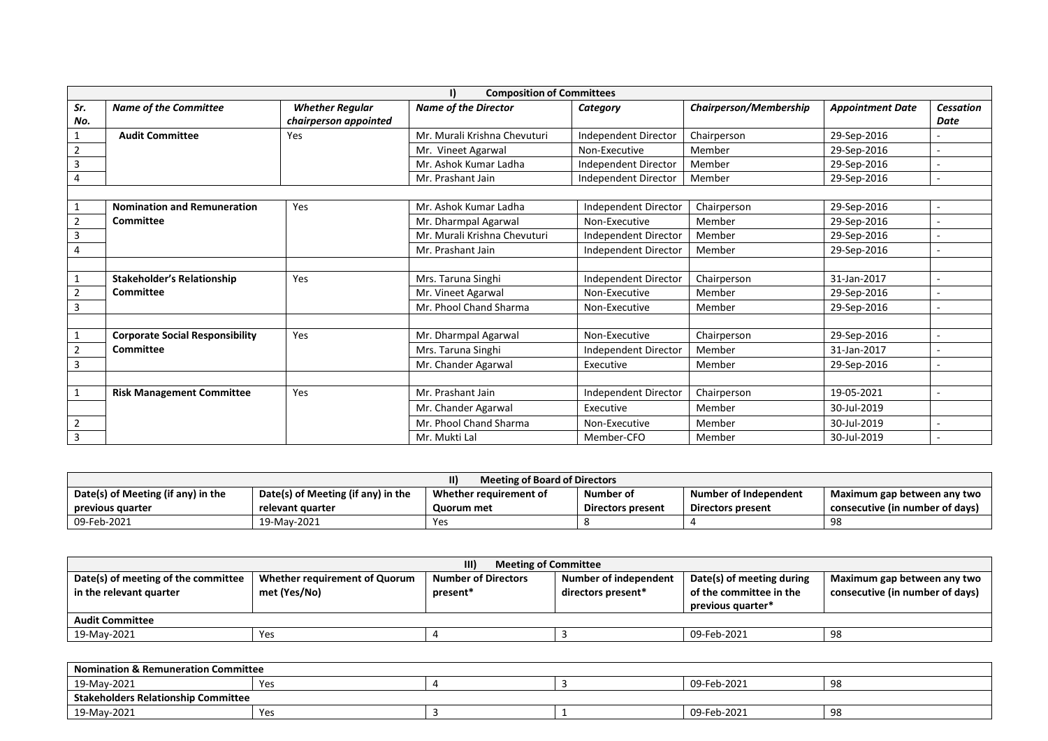**I) Composition of Committees**

| Sr. No. | Name of the Committee | Whether Regular chairperson appointed | Name of the Director | Category | Chairperson/Membership | Appointment Date | Cessation Date |
|---|---|---|---|---|---|---|---|
| 1 | **Audit Committee** | Yes | Mr. Murali Krishna Chevuturi | Independent Director | Chairperson | 29-Sep-2016 | - |
| 2 | | | Mr. Vineet Agarwal | Non-Executive | Member | 29-Sep-2016 | - |
| 3 | | | Mr. Ashok Kumar Ladha | Independent Director | Member | 29-Sep-2016 | - |
| 4 | | | Mr. Prashant Jain | Independent Director | Member | 29-Sep-2016 | - |
| | | | | | | | |
| 1 | **Nomination and Remuneration Committee** | Yes | Mr. Ashok Kumar Ladha | Independent Director | Chairperson | 29-Sep-2016 | - |
| 2 | | | Mr. Dharmpal Agarwal | Non-Executive | Member | 29-Sep-2016 | - |
| 3 | | | Mr. Murali Krishna Chevuturi | Independent Director | Member | 29-Sep-2016 | - |
| 4 | | | Mr. Prashant Jain | Independent Director | Member | 29-Sep-2016 | - |
| | | | | | | | |
| 1 | **Stakeholder's Relationship Committee** | Yes | Mrs. Taruna Singhi | Independent Director | Chairperson | 31-Jan-2017 | - |
| 2 | | | Mr. Vineet Agarwal | Non-Executive | Member | 29-Sep-2016 | - |
| 3 | | | Mr. Phool Chand Sharma | Non-Executive | Member | 29-Sep-2016 | - |
| | | | | | | | |
| 1 | **Corporate Social Responsibility Committee** | Yes | Mr. Dharmpal Agarwal | Non-Executive | Chairperson | 29-Sep-2016 | - |
| 2 | | | Mrs. Taruna Singhi | Independent Director | Member | 31-Jan-2017 | - |
| 3 | | | Mr. Chander Agarwal | Executive | Member | 29-Sep-2016 | - |
| | | | | | | | |
| 1 | **Risk Management Committee** | Yes | Mr. Prashant Jain | Independent Director | Chairperson | 19-05-2021 | - |
| | | | Mr. Chander Agarwal | Executive | Member | 30-Jul-2019 | |
| 2 | | | Mr. Phool Chand Sharma | Non-Executive | Member | 30-Jul-2019 | - |
| 3 | | | Mr. Mukti Lal | Member-CFO | Member | 30-Jul-2019 | - |

**II) Meeting of Board of Directors**

| Date(s) of Meeting (if any) in the previous quarter | Date(s) of Meeting (if any) in the relevant quarter | Whether requirement of Quorum met | Number of Directors present | Number of Independent Directors present | Maximum gap between any two consecutive (in number of days) |
|---|---|---|---|---|---|
| 09-Feb-2021 | 19-May-2021 | Yes | 8 | 4 | 98 |

**III) Meeting of Committee**

| Date(s) of meeting of the committee in the relevant quarter | Whether requirement of Quorum met (Yes/No) | Number of Directors present* | Number of independent directors present* | Date(s) of meeting during of the committee in the previous quarter* | Maximum gap between any two consecutive (in number of days) |
|---|---|---|---|---|---|
| **Audit Committee** | | | | | |
| 19-May-2021 | Yes | 4 | 3 | 09-Feb-2021 | 98 |
| **Nomination & Remuneration Committee** | | | | | |
| 19-May-2021 | Yes | 4 | 3 | 09-Feb-2021 | 98 |
| **Stakeholders Relationship Committee** | | | | | |
| 19-May-2021 | Yes | 3 | 1 | 09-Feb-2021 | 98 |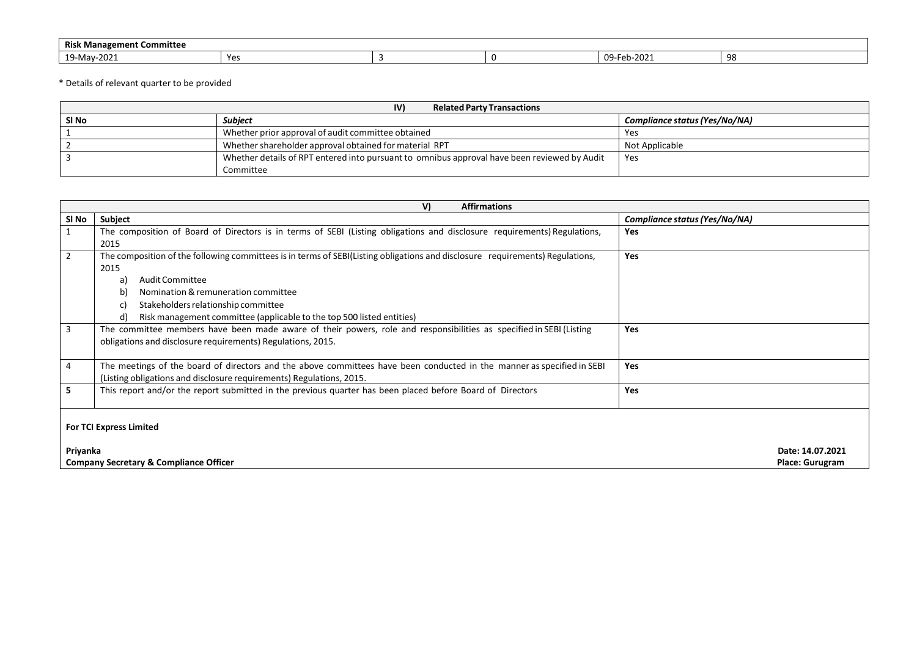| Risk Management Committee | | | | | |
|---|---|---|---|---|---|
| 19-May-2021 | Yes | 3 | 0 | 09-Feb-2021 | 98 |

* Details of relevant quarter to be provided

| IV) Related Party Transactions | | |
|---|---|---|
| **Sl No** | ***Subject*** | ***Compliance status (Yes/No/NA)*** |
| 1 | Whether prior approval of audit committee obtained | Yes |
| 2 | Whether shareholder approval obtained for material RPT | Not Applicable |
| 3 | Whether details of RPT entered into pursuant to omnibus approval have been reviewed by Audit Committee | Yes |

| V) Affirmations | | |
|---|---|---|
| **Sl No** | **Subject** | ***Compliance status (Yes/No/NA)*** |
| 1 | The composition of Board of Directors is in terms of SEBI (Listing obligations and disclosure requirements) Regulations, 2015 | **Yes** |
| 2 | The composition of the following committees is in terms of SEBI(Listing obligations and disclosure requirements) Regulations, 2015<br>a) Audit Committee<br>b) Nomination & remuneration committee<br>c) Stakeholders relationship committee<br>d) Risk management committee (applicable to the top 500 listed entities) | **Yes** |
| 3 | The committee members have been made aware of their powers, role and responsibilities as specified in SEBI (Listing obligations and disclosure requirements) Regulations, 2015. | **Yes** |
| 4 | The meetings of the board of directors and the above committees have been conducted in the manner as specified in SEBI (Listing obligations and disclosure requirements) Regulations, 2015. | **Yes** |
| **5** | This report and/or the report submitted in the previous quarter has been placed before Board of Directors | **Yes** |

**For TCI Express Limited**

**Priyanka**
**Company Secretary & Compliance Officer**

**Date: 14.07.2021**
**Place: Gurugram**